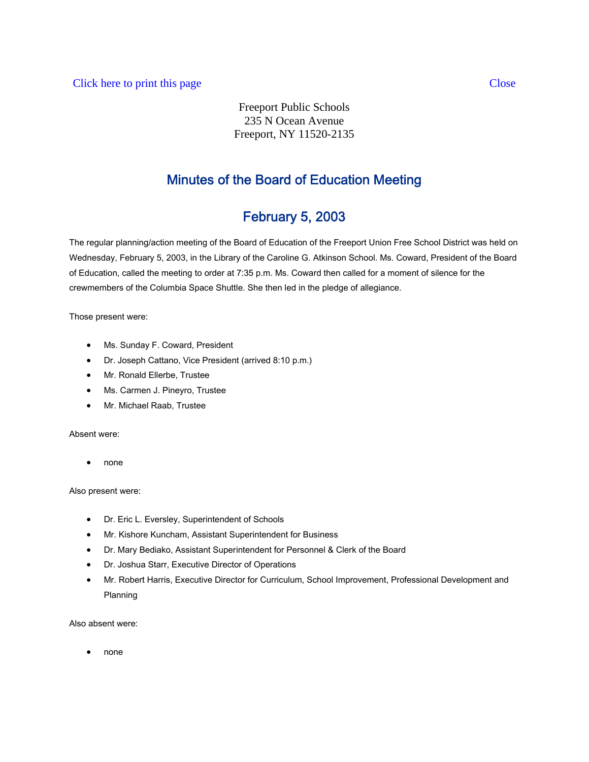Click here to print this page Close

Freeport Public Schools
235 N Ocean Avenue
Freeport, NY 11520-2135

# Minutes of the Board of Education Meeting

## February 5, 2003

The regular planning/action meeting of the Board of Education of the Freeport Union Free School District was held on Wednesday, February 5, 2003, in the Library of the Caroline G. Atkinson School. Ms. Coward, President of the Board of Education, called the meeting to order at 7:35 p.m. Ms. Coward then called for a moment of silence for the crewmembers of the Columbia Space Shuttle. She then led in the pledge of allegiance.

Those present were:

- Ms. Sunday F. Coward, President
- Dr. Joseph Cattano, Vice President (arrived 8:10 p.m.)
- Mr. Ronald Ellerbe, Trustee
- Ms. Carmen J. Pineyro, Trustee
- Mr. Michael Raab, Trustee

Absent were:

- none

Also present were:

- Dr. Eric L. Eversley, Superintendent of Schools
- Mr. Kishore Kuncham, Assistant Superintendent for Business
- Dr. Mary Bediako, Assistant Superintendent for Personnel & Clerk of the Board
- Dr. Joshua Starr, Executive Director of Operations
- Mr. Robert Harris, Executive Director for Curriculum, School Improvement, Professional Development and Planning

Also absent were:

- none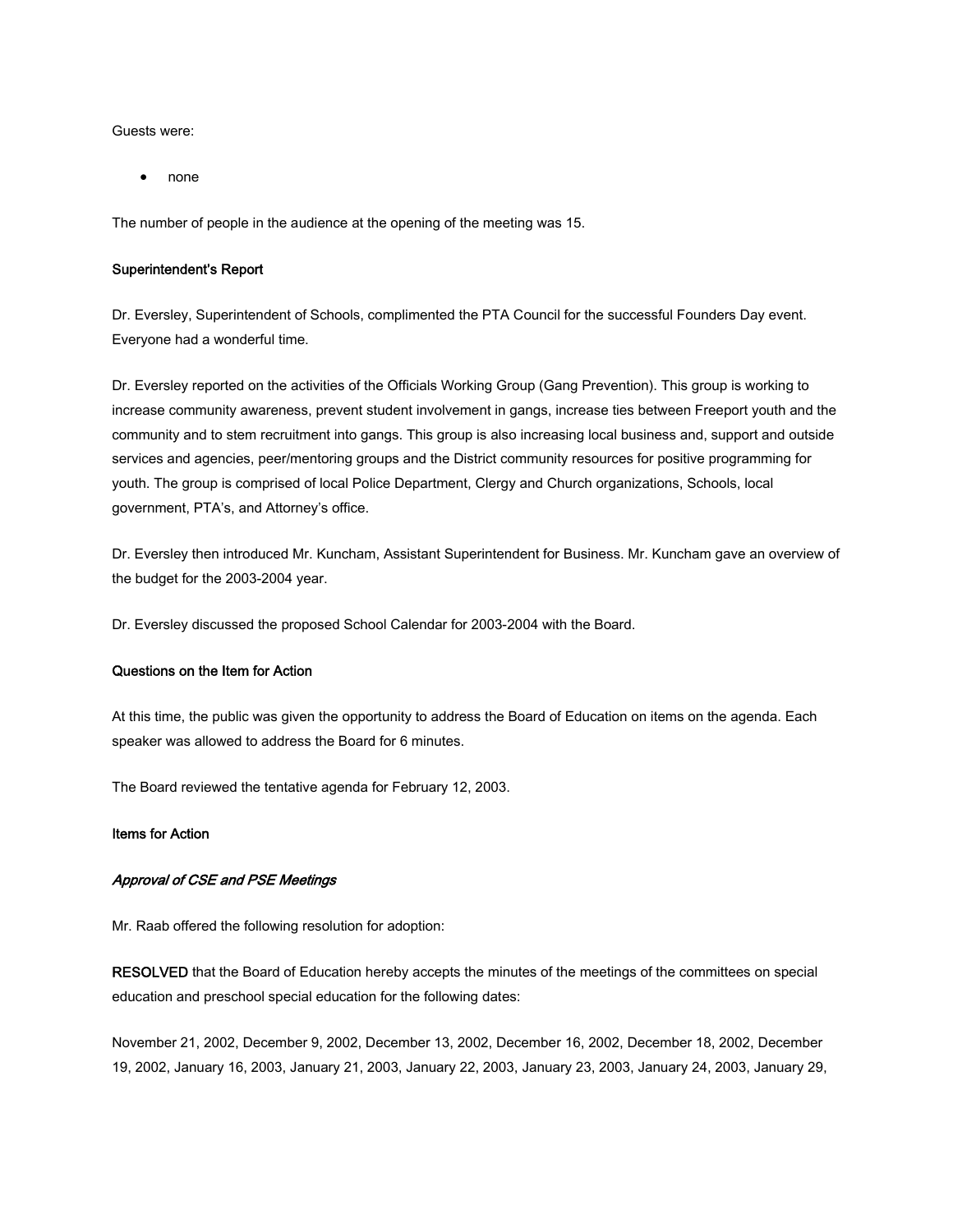Guests were:

- none

The number of people in the audience at the opening of the meeting was 15.

**Superintendent's Report**

Dr. Eversley, Superintendent of Schools, complimented the PTA Council for the successful Founders Day event. Everyone had a wonderful time.

Dr. Eversley reported on the activities of the Officials Working Group (Gang Prevention). This group is working to increase community awareness, prevent student involvement in gangs, increase ties between Freeport youth and the community and to stem recruitment into gangs. This group is also increasing local business and, support and outside services and agencies, peer/mentoring groups and the District community resources for positive programming for youth. The group is comprised of local Police Department, Clergy and Church organizations, Schools, local government, PTA's, and Attorney's office.

Dr. Eversley then introduced Mr. Kuncham, Assistant Superintendent for Business. Mr. Kuncham gave an overview of the budget for the 2003-2004 year.

Dr. Eversley discussed the proposed School Calendar for 2003-2004 with the Board.

**Questions on the Item for Action**

At this time, the public was given the opportunity to address the Board of Education on items on the agenda. Each speaker was allowed to address the Board for 6 minutes.

The Board reviewed the tentative agenda for February 12, 2003.

**Items for Action**

***Approval of CSE and PSE Meetings***

Mr. Raab offered the following resolution for adoption:

**RESOLVED** that the Board of Education hereby accepts the minutes of the meetings of the committees on special education and preschool special education for the following dates:

November 21, 2002, December 9, 2002, December 13, 2002, December 16, 2002, December 18, 2002, December 19, 2002, January 16, 2003, January 21, 2003, January 22, 2003, January 23, 2003, January 24, 2003, January 29,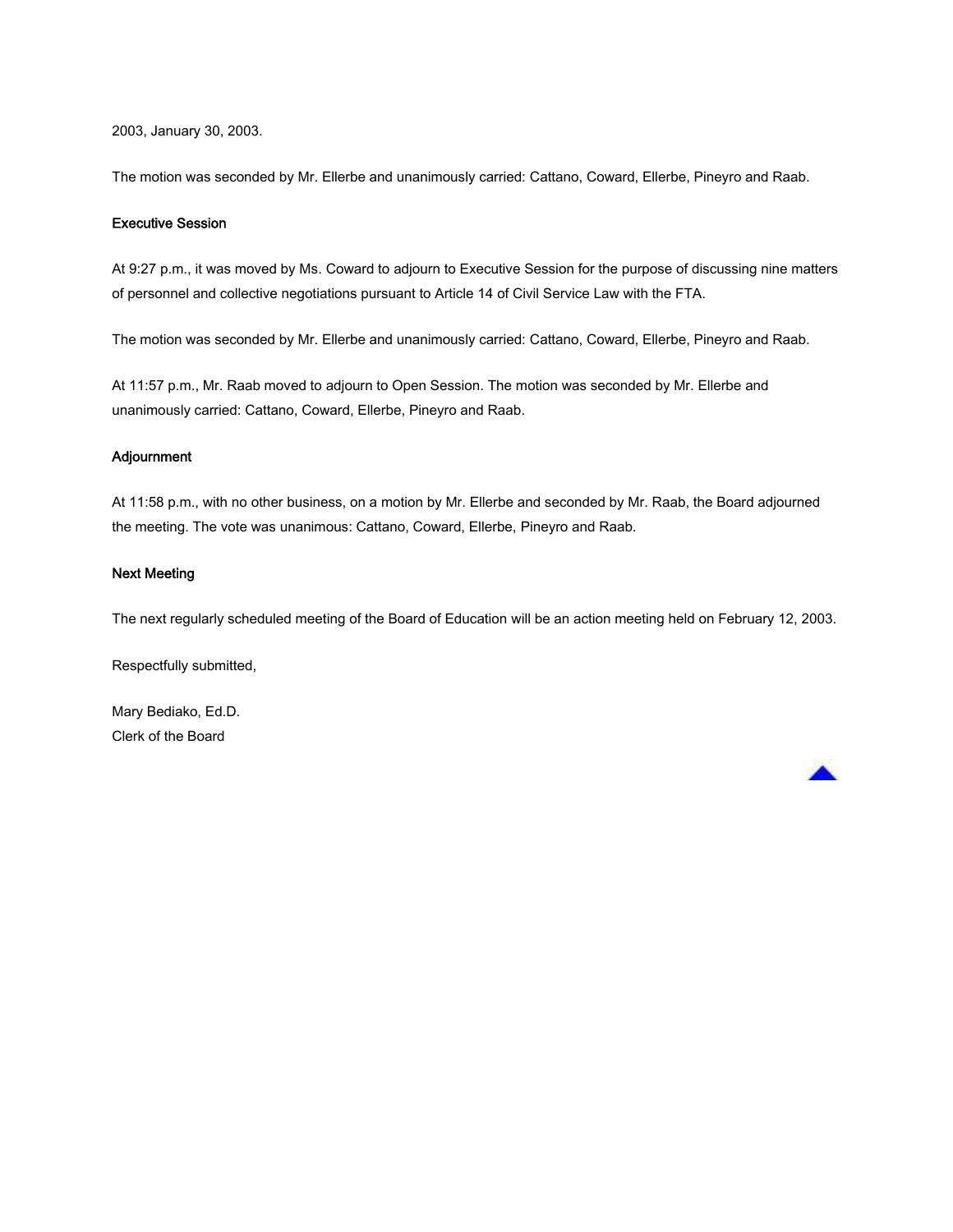2003, January 30, 2003.

The motion was seconded by Mr. Ellerbe and unanimously carried: Cattano, Coward, Ellerbe, Pineyro and Raab.

### Executive Session

At 9:27 p.m., it was moved by Ms. Coward to adjourn to Executive Session for the purpose of discussing nine matters of personnel and collective negotiations pursuant to Article 14 of Civil Service Law with the FTA.

The motion was seconded by Mr. Ellerbe and unanimously carried: Cattano, Coward, Ellerbe, Pineyro and Raab.

At 11:57 p.m., Mr. Raab moved to adjourn to Open Session. The motion was seconded by Mr. Ellerbe and unanimously carried: Cattano, Coward, Ellerbe, Pineyro and Raab.

### Adjournment

At 11:58 p.m., with no other business, on a motion by Mr. Ellerbe and seconded by Mr. Raab, the Board adjourned the meeting. The vote was unanimous: Cattano, Coward, Ellerbe, Pineyro and Raab.

### Next Meeting

The next regularly scheduled meeting of the Board of Education will be an action meeting held on February 12, 2003.

Respectfully submitted,

Mary Bediako, Ed.D.  
Clerk of the Board